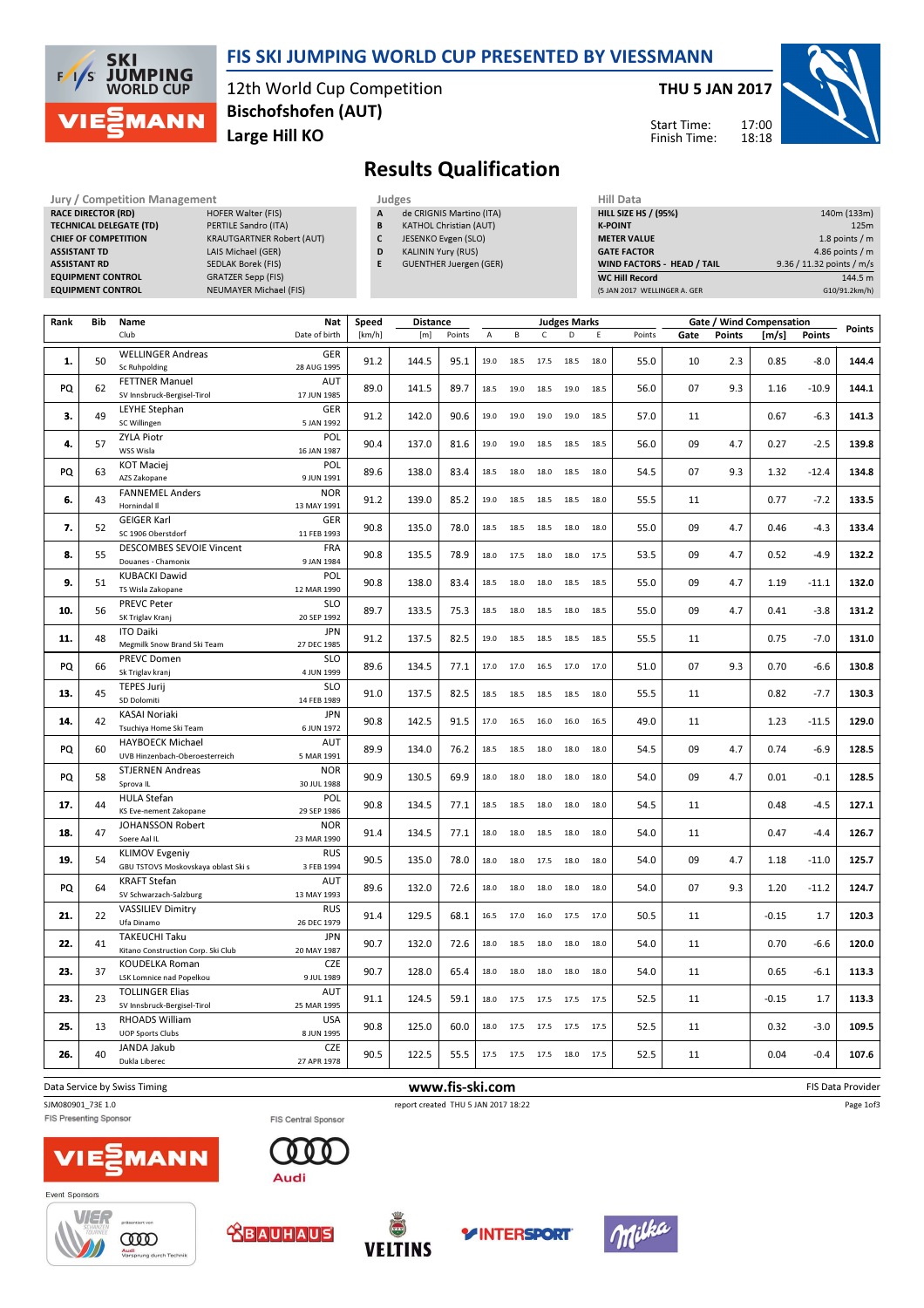# FIS SKI JUMPING WORLD CUP PRESENTED BY VIESSMANN

12th World Cup Competition
**Bischofshofen (AUT)**
**Large Hill KO**

**THU 5 JAN 2017**

Start Time: 17:00
Finish Time: 18:18

## Results Qualification

| Jury / Competition Management | |
|---|---|
| RACE DIRECTOR (RD) | HOFER Walter (FIS) |
| TECHNICAL DELEGATE (TD) | PERTILE Sandro (ITA) |
| CHIEF OF COMPETITION | KRAUTGARTNER Robert (AUT) |
| ASSISTANT TD | LAIS Michael (GER) |
| ASSISTANT RD | SEDLAK Borek (FIS) |
| EQUIPMENT CONTROL | GRATZER Sepp (FIS) |
| EQUIPMENT CONTROL | NEUMAYER Michael (FIS) |

| Judges | |
|---|---|
| A | de CRIGNIS Martino (ITA) |
| B | KATHOL Christian (AUT) |
| C | JESENKO Evgen (SLO) |
| D | KALININ Yury (RUS) |
| E | GUENTHER Juergen (GER) |

| Hill Data | |
|---|---|
| HILL SIZE HS / (95%) | 140m (133m) |
| K-POINT | 125m |
| METER VALUE | 1.8 points / m |
| GATE FACTOR | 4.86 points / m |
| WIND FACTORS - HEAD / TAIL | 9.36 / 11.32 points / m/s |
| WC Hill Record | 144.5 m |
| (5 JAN 2017 WELLINGER A. GER | G10/91.2km/h) |

| Rank | Bib | Name / Club | Nat / Date of birth | Speed [km/h] | Distance [m] | Distance Points | A | B | C | D | E | Judges Points | Gate | Gate Points | Wind [m/s] | Wind Points | Points |
|---|---|---|---|---|---|---|---|---|---|---|---|---|---|---|---|---|---|
| 1. | 50 | WELLINGER Andreas / Sc Ruhpolding | GER / 28 AUG 1995 | 91.2 | 144.5 | 95.1 | 19.0 | 18.5 | 17.5 | 18.5 | 18.0 | 55.0 | 10 | 2.3 | 0.85 | -8.0 | 144.4 |
| PQ | 62 | FETTNER Manuel / SV Innsbruck-Bergisel-Tirol | AUT / 17 JUN 1985 | 89.0 | 141.5 | 89.7 | 18.5 | 19.0 | 18.5 | 19.0 | 18.5 | 56.0 | 07 | 9.3 | 1.16 | -10.9 | 144.1 |
| 3. | 49 | LEYHE Stephan / SC Willingen | GER / 5 JAN 1992 | 91.2 | 142.0 | 90.6 | 19.0 | 19.0 | 19.0 | 19.0 | 18.5 | 57.0 | 11 | | 0.67 | -6.3 | 141.3 |
| 4. | 57 | ZYLA Piotr / WSS Wisla | POL / 16 JAN 1987 | 90.4 | 137.0 | 81.6 | 19.0 | 19.0 | 18.5 | 18.5 | 18.5 | 56.0 | 09 | 4.7 | 0.27 | -2.5 | 139.8 |
| PQ | 63 | KOT Maciej / AZS Zakopane | POL / 9 JUN 1991 | 89.6 | 138.0 | 83.4 | 18.5 | 18.0 | 18.0 | 18.5 | 18.0 | 54.5 | 07 | 9.3 | 1.32 | -12.4 | 134.8 |
| 6. | 43 | FANNEMEL Anders / Hornindal Il | NOR / 13 MAY 1991 | 91.2 | 139.0 | 85.2 | 19.0 | 18.5 | 18.5 | 18.5 | 18.0 | 55.5 | 11 | | 0.77 | -7.2 | 133.5 |
| 7. | 52 | GEIGER Karl / SC 1906 Oberstdorf | GER / 11 FEB 1993 | 90.8 | 135.0 | 78.0 | 18.5 | 18.5 | 18.5 | 18.0 | 18.0 | 55.0 | 09 | 4.7 | 0.46 | -4.3 | 133.4 |
| 8. | 55 | DESCOMBES SEVOIE Vincent / Douanes - Chamonix | FRA / 9 JAN 1984 | 90.8 | 135.5 | 78.9 | 18.0 | 17.5 | 18.0 | 18.0 | 17.5 | 53.5 | 09 | 4.7 | 0.52 | -4.9 | 132.2 |
| 9. | 51 | KUBACKI Dawid / TS Wisla Zakopane | POL / 12 MAR 1990 | 90.8 | 138.0 | 83.4 | 18.5 | 18.0 | 18.0 | 18.5 | 18.5 | 55.0 | 09 | 4.7 | 1.19 | -11.1 | 132.0 |
| 10. | 56 | PREVC Peter / SK Triglav Kranj | SLO / 20 SEP 1992 | 89.7 | 133.5 | 75.3 | 18.5 | 18.0 | 18.5 | 18.0 | 18.5 | 55.0 | 09 | 4.7 | 0.41 | -3.8 | 131.2 |
| 11. | 48 | ITO Daiki / Megmilk Snow Brand Ski Team | JPN / 27 DEC 1985 | 91.2 | 137.5 | 82.5 | 19.0 | 18.5 | 18.5 | 18.5 | 18.5 | 55.5 | 11 | | 0.75 | -7.0 | 131.0 |
| PQ | 66 | PREVC Domen / Sk Triglav kranj | SLO / 4 JUN 1999 | 89.6 | 134.5 | 77.1 | 17.0 | 17.0 | 16.5 | 17.0 | 17.0 | 51.0 | 07 | 9.3 | 0.70 | -6.6 | 130.8 |
| 13. | 45 | TEPES Jurij / SD Dolomiti | SLO / 14 FEB 1989 | 91.0 | 137.5 | 82.5 | 18.5 | 18.5 | 18.5 | 18.5 | 18.0 | 55.5 | 11 | | 0.82 | -7.7 | 130.3 |
| 14. | 42 | KASAI Noriaki / Tsuchiya Home Ski Team | JPN / 6 JUN 1972 | 90.8 | 142.5 | 91.5 | 17.0 | 16.5 | 16.0 | 16.0 | 16.5 | 49.0 | 11 | | 1.23 | -11.5 | 129.0 |
| PQ | 60 | HAYBOECK Michael / UVB Hinzenbach-Oberoesterreich | AUT / 5 MAR 1991 | 89.9 | 134.0 | 76.2 | 18.5 | 18.5 | 18.0 | 18.0 | 18.0 | 54.5 | 09 | 4.7 | 0.74 | -6.9 | 128.5 |
| PQ | 58 | STJERNEN Andreas / Sprova IL | NOR / 30 JUL 1988 | 90.9 | 130.5 | 69.9 | 18.0 | 18.0 | 18.0 | 18.0 | 18.0 | 54.0 | 09 | 4.7 | 0.01 | -0.1 | 128.5 |
| 17. | 44 | HULA Stefan / KS Eve-nement Zakopane | POL / 29 SEP 1986 | 90.8 | 134.5 | 77.1 | 18.5 | 18.5 | 18.0 | 18.0 | 18.0 | 54.5 | 11 | | 0.48 | -4.5 | 127.1 |
| 18. | 47 | JOHANSSON Robert / Soere Aal IL | NOR / 23 MAR 1990 | 91.4 | 134.5 | 77.1 | 18.0 | 18.0 | 18.5 | 18.0 | 18.0 | 54.0 | 11 | | 0.47 | -4.4 | 126.7 |
| 19. | 54 | KLIMOV Evgeniy / GBU TSTOVS Moskovskaya oblast Ski s | RUS / 3 FEB 1994 | 90.5 | 135.0 | 78.0 | 18.0 | 18.0 | 17.5 | 18.0 | 18.0 | 54.0 | 09 | 4.7 | 1.18 | -11.0 | 125.7 |
| PQ | 64 | KRAFT Stefan / SV Schwarzach-Salzburg | AUT / 13 MAY 1993 | 89.6 | 132.0 | 72.6 | 18.0 | 18.0 | 18.0 | 18.0 | 18.0 | 54.0 | 07 | 9.3 | 1.20 | -11.2 | 124.7 |
| 21. | 22 | VASSILIEV Dimitry / Ufa Dinamo | RUS / 26 DEC 1979 | 91.4 | 129.5 | 68.1 | 16.5 | 17.0 | 16.0 | 17.5 | 17.0 | 50.5 | 11 | | -0.15 | 1.7 | 120.3 |
| 22. | 41 | TAKEUCHI Taku / Kitano Construction Corp. Ski Club | JPN / 20 MAY 1987 | 90.7 | 132.0 | 72.6 | 18.0 | 18.5 | 18.0 | 18.0 | 18.0 | 54.0 | 11 | | 0.70 | -6.6 | 120.0 |
| 23. | 37 | KOUDELKA Roman / LSK Lomnice nad Popelkou | CZE / 9 JUL 1989 | 90.7 | 128.0 | 65.4 | 18.0 | 18.0 | 18.0 | 18.0 | 18.0 | 54.0 | 11 | | 0.65 | -6.1 | 113.3 |
| 23. | 23 | TOLLINGER Elias / SV Innsbruck-Bergisel-Tirol | AUT / 25 MAR 1995 | 91.1 | 124.5 | 59.1 | 18.0 | 17.5 | 17.5 | 17.5 | 17.5 | 52.5 | 11 | | -0.15 | 1.7 | 113.3 |
| 25. | 13 | RHOADS William / UOP Sports Clubs | USA / 8 JUN 1995 | 90.8 | 125.0 | 60.0 | 18.0 | 17.5 | 17.5 | 17.5 | 17.5 | 52.5 | 11 | | 0.32 | -3.0 | 109.5 |
| 26. | 40 | JANDA Jakub / Dukla Liberec | CZE / 27 APR 1978 | 90.5 | 122.5 | 55.5 | 17.5 | 17.5 | 17.5 | 18.0 | 17.5 | 52.5 | 11 | | 0.04 | -0.4 | 107.6 |

Data Service by Swiss Timing — www.fis-ski.com — FIS Data Provider

SJM080901_73E 1.0 — report created THU 5 JAN 2017 18:22

FIS Presenting Sponsor: VIESSMANN — FIS Central Sponsor: Audi

Event Sponsors: Vierschanzentournee, BAUHAUS, VELTINS, INTERSPORT, Milka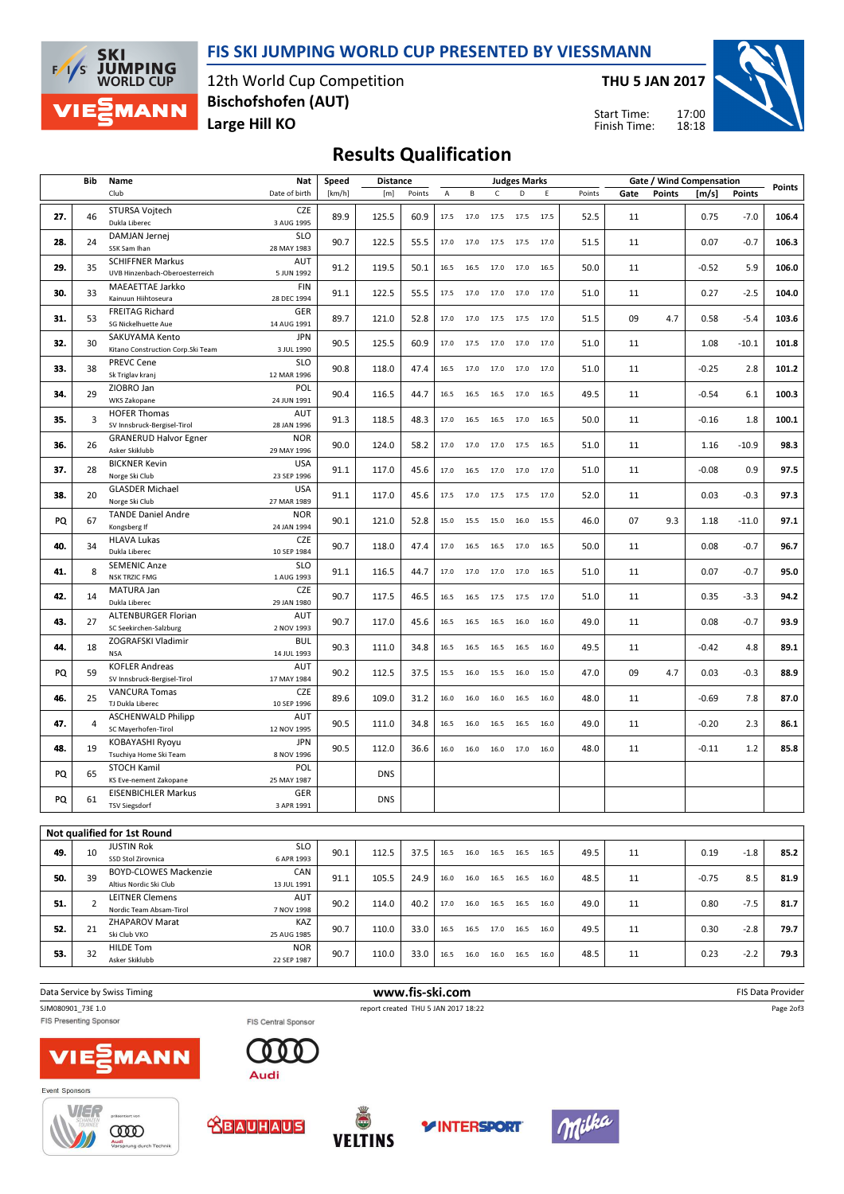# FIS SKI JUMPING WORLD CUP PRESENTED BY VIESSMANN

12th World Cup Competition
Bischofshofen (AUT)
Large Hill KO

THU 5 JAN 2017

Start Time: 17:00
Finish Time: 18:18

## Results Qualification

| Rank | Bib | Name / Club | Nat / Date of birth | Speed [km/h] | Distance [m] | Distance Points | A | B | C | D | E | Judges Points | Gate | Gate Points | Wind [m/s] | Wind Points | Points |
|---|---|---|---|---|---|---|---|---|---|---|---|---|---|---|---|---|---|
| 27. | 46 | STURSA Vojtech / Dukla Liberec | CZE / 3 AUG 1995 | 89.9 | 125.5 | 60.9 | 17.5 | 17.0 | 17.5 | 17.5 | 17.5 | 52.5 | 11 | | 0.75 | -7.0 | 106.4 |
| 28. | 24 | DAMJAN Jernej / SSK Sam Ihan | SLO / 28 MAY 1983 | 90.7 | 122.5 | 55.5 | 17.0 | 17.0 | 17.5 | 17.5 | 17.0 | 51.5 | 11 | | 0.07 | -0.7 | 106.3 |
| 29. | 35 | SCHIFFNER Markus / UVB Hinzenbach-Oberoesterreich | AUT / 5 JUN 1992 | 91.2 | 119.5 | 50.1 | 16.5 | 16.5 | 17.0 | 17.0 | 16.5 | 50.0 | 11 | | -0.52 | 5.9 | 106.0 |
| 30. | 33 | MAEAETTAE Jarkko / Kainuun Hiihtoseura | FIN / 28 DEC 1994 | 91.1 | 122.5 | 55.5 | 17.5 | 17.0 | 17.0 | 17.0 | 17.0 | 51.0 | 11 | | 0.27 | -2.5 | 104.0 |
| 31. | 53 | FREITAG Richard / SG Nickelhuette Aue | GER / 14 AUG 1991 | 89.7 | 121.0 | 52.8 | 17.0 | 17.0 | 17.5 | 17.5 | 17.0 | 51.5 | 09 | 4.7 | 0.58 | -5.4 | 103.6 |
| 32. | 30 | SAKUYAMA Kento / Kitano Construction Corp.Ski Team | JPN / 3 JUL 1990 | 90.5 | 125.5 | 60.9 | 17.0 | 17.5 | 17.0 | 17.0 | 17.0 | 51.0 | 11 | | 1.08 | -10.1 | 101.8 |
| 33. | 38 | PREVC Cene / Sk Triglav kranj | SLO / 12 MAR 1996 | 90.8 | 118.0 | 47.4 | 16.5 | 17.0 | 17.0 | 17.0 | 17.0 | 51.0 | 11 | | -0.25 | 2.8 | 101.2 |
| 34. | 29 | ZIOBRO Jan / WKS Zakopane | POL / 24 JUN 1991 | 90.4 | 116.5 | 44.7 | 16.5 | 16.5 | 16.5 | 17.0 | 16.5 | 49.5 | 11 | | -0.54 | 6.1 | 100.3 |
| 35. | 3 | HOFER Thomas / SV Innsbruck-Bergisel-Tirol | AUT / 28 JAN 1996 | 91.3 | 118.5 | 48.3 | 17.0 | 16.5 | 16.5 | 17.0 | 16.5 | 50.0 | 11 | | -0.16 | 1.8 | 100.1 |
| 36. | 26 | GRANERUD Halvor Egner / Asker Skiklubb | NOR / 29 MAY 1996 | 90.0 | 124.0 | 58.2 | 17.0 | 17.0 | 17.0 | 17.5 | 16.5 | 51.0 | 11 | | 1.16 | -10.9 | 98.3 |
| 37. | 28 | BICKNER Kevin / Norge Ski Club | USA / 23 SEP 1996 | 91.1 | 117.0 | 45.6 | 17.0 | 16.5 | 17.0 | 17.0 | 17.0 | 51.0 | 11 | | -0.08 | 0.9 | 97.5 |
| 38. | 20 | GLASDER Michael / Norge Ski Club | USA / 27 MAR 1989 | 91.1 | 117.0 | 45.6 | 17.5 | 17.0 | 17.5 | 17.5 | 17.0 | 52.0 | 11 | | 0.03 | -0.3 | 97.3 |
| PQ | 67 | TANDE Daniel Andre / Kongsberg If | NOR / 24 JAN 1994 | 90.1 | 121.0 | 52.8 | 15.0 | 15.5 | 15.0 | 16.0 | 15.5 | 46.0 | 07 | 9.3 | 1.18 | -11.0 | 97.1 |
| 40. | 34 | HLAVA Lukas / Dukla Liberec | CZE / 10 SEP 1984 | 90.7 | 118.0 | 47.4 | 17.0 | 16.5 | 16.5 | 17.0 | 16.5 | 50.0 | 11 | | 0.08 | -0.7 | 96.7 |
| 41. | 8 | SEMENIC Anze / NSK TRZIC FMG | SLO / 1 AUG 1993 | 91.1 | 116.5 | 44.7 | 17.0 | 17.0 | 17.0 | 17.0 | 16.5 | 51.0 | 11 | | 0.07 | -0.7 | 95.0 |
| 42. | 14 | MATURA Jan / Dukla Liberec | CZE / 29 JAN 1980 | 90.7 | 117.5 | 46.5 | 16.5 | 16.5 | 17.5 | 17.5 | 17.0 | 51.0 | 11 | | 0.35 | -3.3 | 94.2 |
| 43. | 27 | ALTENBURGER Florian / SC Seekirchen-Salzburg | AUT / 2 NOV 1993 | 90.7 | 117.0 | 45.6 | 16.5 | 16.5 | 16.5 | 16.0 | 16.0 | 49.0 | 11 | | 0.08 | -0.7 | 93.9 |
| 44. | 18 | ZOGRAFSKI Vladimir / NSA | BUL / 14 JUL 1993 | 90.3 | 111.0 | 34.8 | 16.5 | 16.5 | 16.5 | 16.5 | 16.0 | 49.5 | 11 | | -0.42 | 4.8 | 89.1 |
| PQ | 59 | KOFLER Andreas / SV Innsbruck-Bergisel-Tirol | AUT / 17 MAY 1984 | 90.2 | 112.5 | 37.5 | 15.5 | 16.0 | 15.5 | 16.0 | 15.0 | 47.0 | 09 | 4.7 | 0.03 | -0.3 | 88.9 |
| 46. | 25 | VANCURA Tomas / TJ Dukla Liberec | CZE / 10 SEP 1996 | 89.6 | 109.0 | 31.2 | 16.0 | 16.0 | 16.0 | 16.5 | 16.0 | 48.0 | 11 | | -0.69 | 7.8 | 87.0 |
| 47. | 4 | ASCHENWALD Philipp / SC Mayerhofen-Tirol | AUT / 12 NOV 1995 | 90.5 | 111.0 | 34.8 | 16.5 | 16.0 | 16.5 | 16.5 | 16.0 | 49.0 | 11 | | -0.20 | 2.3 | 86.1 |
| 48. | 19 | KOBAYASHI Ryoyu / Tsuchiya Home Ski Team | JPN / 8 NOV 1996 | 90.5 | 112.0 | 36.6 | 16.0 | 16.0 | 16.0 | 17.0 | 16.0 | 48.0 | 11 | | -0.11 | 1.2 | 85.8 |
| PQ | 65 | STOCH Kamil / KS Eve-nement Zakopane | POL / 25 MAY 1987 | | DNS | | | | | | | | | | | | |
| PQ | 61 | EISENBICHLER Markus / TSV Siegsdorf | GER / 3 APR 1991 | | DNS | | | | | | | | | | | | |

### Not qualified for 1st Round

| Rank | Bib | Name / Club | Nat / Date of birth | Speed [km/h] | Distance [m] | Distance Points | A | B | C | D | E | Judges Points | Gate | Gate Points | Wind [m/s] | Wind Points | Points |
|---|---|---|---|---|---|---|---|---|---|---|---|---|---|---|---|---|---|
| 49. | 10 | JUSTIN Rok / SSD Stol Zirovnica | SLO / 6 APR 1993 | 90.1 | 112.5 | 37.5 | 16.5 | 16.0 | 16.5 | 16.5 | 16.5 | 49.5 | 11 | | 0.19 | -1.8 | 85.2 |
| 50. | 39 | BOYD-CLOWES Mackenzie / Altius Nordic Ski Club | CAN / 13 JUL 1991 | 91.1 | 105.5 | 24.9 | 16.0 | 16.0 | 16.5 | 16.5 | 16.0 | 48.5 | 11 | | -0.75 | 8.5 | 81.9 |
| 51. | 2 | LEITNER Clemens / Nordic Team Absam-Tirol | AUT / 7 NOV 1998 | 90.2 | 114.0 | 40.2 | 17.0 | 16.0 | 16.5 | 16.5 | 16.0 | 49.0 | 11 | | 0.80 | -7.5 | 81.7 |
| 52. | 21 | ZHAPAROV Marat / Ski Club VKO | KAZ / 25 AUG 1985 | 90.7 | 110.0 | 33.0 | 16.5 | 16.5 | 17.0 | 16.5 | 16.0 | 49.5 | 11 | | 0.30 | -2.8 | 79.7 |
| 53. | 32 | HILDE Tom / Asker Skiklubb | NOR / 22 SEP 1987 | 90.7 | 110.0 | 33.0 | 16.5 | 16.0 | 16.0 | 16.5 | 16.0 | 48.5 | 11 | | 0.23 | -2.2 | 79.3 |

Data Service by Swiss Timing — www.fis-ski.com — FIS Data Provider

SJM080901_73E 1.0 — report created THU 5 JAN 2017 18:22

FIS Presenting Sponsor: VIESSMANN — FIS Central Sponsor: Audi

Event Sponsors: Vierschanzentournee, BAUHAUS, VELTINS, INTERSPORT, Milka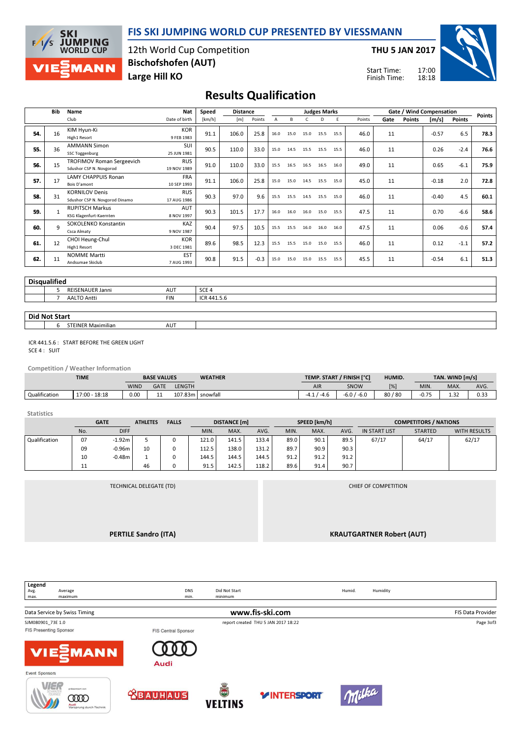# FIS SKI JUMPING WORLD CUP PRESENTED BY VIESSMANN

12th World Cup Competition
Bischofshofen (AUT)
Large Hill KO

THU 5 JAN 2017

Start Time: 17:00
Finish Time: 18:18

## Results Qualification

| | Bib | Name / Club | Nat / Date of birth | Speed [km/h] | Distance [m] | Distance Points | A | B | C | D | E | Judges Points | Gate | Gate Points | Wind [m/s] | Wind Points | Points |
|---|---|---|---|---|---|---|---|---|---|---|---|---|---|---|---|---|---|
| 54. | 16 | KIM Hyun-Ki<br>High1 Resort | KOR<br>9 FEB 1983 | 91.1 | 106.0 | 25.8 | 16.0 | 15.0 | 15.0 | 15.5 | 15.5 | 46.0 | 11 | | -0.57 | 6.5 | 78.3 |
| 55. | 36 | AMMANN Simon<br>SSC Toggenburg | SUI<br>25 JUN 1981 | 90.5 | 110.0 | 33.0 | 15.0 | 14.5 | 15.5 | 15.5 | 15.5 | 46.0 | 11 | | 0.26 | -2.4 | 76.6 |
| 56. | 15 | TROFIMOV Roman Sergeevich<br>Sdushor CSP N. Novgorod | RUS<br>19 NOV 1989 | 91.0 | 110.0 | 33.0 | 15.5 | 16.5 | 16.5 | 16.5 | 16.0 | 49.0 | 11 | | 0.65 | -6.1 | 75.9 |
| 57. | 17 | LAMY CHAPPUIS Ronan<br>Bois D'amont | FRA<br>10 SEP 1993 | 91.1 | 106.0 | 25.8 | 15.0 | 15.0 | 14.5 | 15.5 | 15.0 | 45.0 | 11 | | -0.18 | 2.0 | 72.8 |
| 58. | 31 | KORNILOV Denis<br>Sdushor CSP N. Novgorod Dinamo | RUS<br>17 AUG 1986 | 90.3 | 97.0 | 9.6 | 15.5 | 15.5 | 14.5 | 15.5 | 15.0 | 46.0 | 11 | | -0.40 | 4.5 | 60.1 |
| 59. | 1 | RUPITSCH Markus<br>KSG Klagenfurt-Kaernten | AUT<br>8 NOV 1997 | 90.3 | 101.5 | 17.7 | 16.0 | 16.0 | 16.0 | 15.0 | 15.5 | 47.5 | 11 | | 0.70 | -6.6 | 58.6 |
| 60. | 9 | SOKOLENKO Konstantin<br>Csca Almaty | KAZ<br>9 NOV 1987 | 90.4 | 97.5 | 10.5 | 15.5 | 15.5 | 16.0 | 16.0 | 16.0 | 47.5 | 11 | | 0.06 | -0.6 | 57.4 |
| 61. | 12 | CHOI Heung-Chul<br>High1 Resort | KOR<br>3 DEC 1981 | 89.6 | 98.5 | 12.3 | 15.5 | 15.5 | 15.0 | 15.0 | 15.5 | 46.0 | 11 | | 0.12 | -1.1 | 57.2 |
| 62. | 11 | NOMME Martti<br>Andsumae Skiclub | EST<br>7 AUG 1993 | 90.8 | 91.5 | -0.3 | 15.0 | 15.0 | 15.0 | 15.5 | 15.5 | 45.5 | 11 | | -0.54 | 6.1 | 51.3 |

### Disqualified

| | Bib | Name | Nat | Reason |
|---|---|---|---|---|
| | 5 | REISENAUER Janni | AUT | SCE 4 |
| | 7 | AALTO Antti | FIN | ICR 441.5.6 |

### Did Not Start

| | Bib | Name | Nat | |
|---|---|---|---|---|
| | 6 | STEINER Maximilian | AUT | |

ICR 441.5.6 : START BEFORE THE GREEN LIGHT
SCE 4 : SUIT

### Competition / Weather Information

| | TIME | BASE VALUES WIND | BASE VALUES GATE | BASE VALUES LENGTH | WEATHER | TEMP. START / FINISH [°C] AIR | TEMP. START / FINISH [°C] SNOW | HUMID. [%] | TAN. WIND [m/s] MIN. | TAN. WIND [m/s] MAX. | TAN. WIND [m/s] AVG. |
|---|---|---|---|---|---|---|---|---|---|---|---|
| Qualification | 17:00 - 18:18 | 0.00 | 11 | 107.83m | snowfall | -4.1 / -4.6 | -6.0 / -6.0 | 80 / 80 | -0.75 | 1.32 | 0.33 |

### Statistics

| | GATE No. | GATE DIFF | ATHLETES | FALLS | DISTANCE [m] MIN. | DISTANCE [m] MAX. | DISTANCE [m] AVG. | SPEED [km/h] MIN. | SPEED [km/h] MAX. | SPEED [km/h] AVG. | IN START LIST | STARTED | WITH RESULTS |
|---|---|---|---|---|---|---|---|---|---|---|---|---|---|
| Qualification | 07 | -1.92m | 5 | 0 | 121.0 | 141.5 | 133.4 | 89.0 | 90.1 | 89.5 | 67/17 | 64/17 | 62/17 |
| | 09 | -0.96m | 10 | 0 | 112.5 | 138.0 | 131.2 | 89.7 | 90.9 | 90.3 | | | |
| | 10 | -0.48m | 1 | 0 | 144.5 | 144.5 | 144.5 | 91.2 | 91.2 | 91.2 | | | |
| | 11 | | 46 | 0 | 91.5 | 142.5 | 118.2 | 89.6 | 91.4 | 90.7 | | | |

TECHNICAL DELEGATE (TD): **PERTILE Sandro (ITA)**

CHIEF OF COMPETITION: **KRAUTGARTNER Robert (AUT)**

Legend: Avg. Average; max. maximum; DNS Did Not Start; min. minimum; Humid. Humidity

Data Service by Swiss Timing — www.fis-ski.com — FIS Data Provider

SJM080901_73E 1.0 — report created THU 5 JAN 2017 18:22